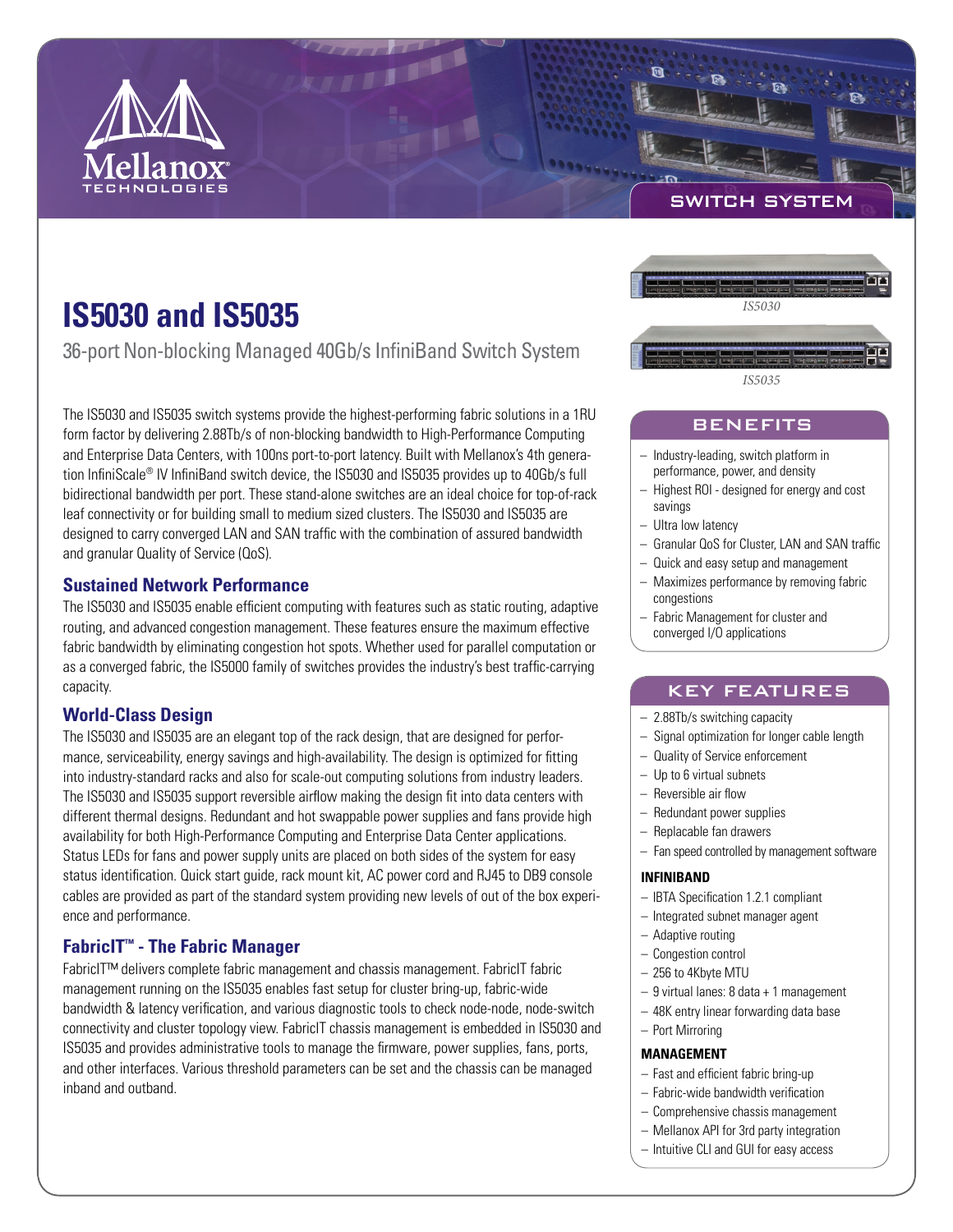SWITCH SYSTEM

# IS5030 and IS5035

36-port Non-blocking Managed 40Gb/s InfiniBand Switch System

IS5030

IS5035

The IS5030 and IS5035 switch systems provide the highest-performing fabric solutions in a 1RU form factor by delivering 2.88Tb/s of non-blocking bandwidth to High-Performance Computing and Enterprise Data Centers, with 100ns port-to-port latency. Built with Mellanox's 4th generation InfiniScale® IV InfiniBand switch device, the IS5030 and IS5035 provides up to 40Gb/s full bidirectional bandwidth per port. These stand-alone switches are an ideal choice for top-of-rack leaf connectivity or for building small to medium sized clusters. The IS5030 and IS5035 are designed to carry converged LAN and SAN traffic with the combination of assured bandwidth and granular Quality of Service (QoS).

## Sustained Network Performance

The IS5030 and IS5035 enable efficient computing with features such as static routing, adaptive routing, and advanced congestion management. These features ensure the maximum effective fabric bandwidth by eliminating congestion hot spots. Whether used for parallel computation or as a converged fabric, the IS5000 family of switches provides the industry's best traffic-carrying capacity.

## World-Class Design

The IS5030 and IS5035 are an elegant top of the rack design, that are designed for performance, serviceability, energy savings and high-availability. The design is optimized for fitting into industry-standard racks and also for scale-out computing solutions from industry leaders. The IS5030 and IS5035 support reversible airflow making the design fit into data centers with different thermal designs. Redundant and hot swappable power supplies and fans provide high availability for both High-Performance Computing and Enterprise Data Center applications. Status LEDs for fans and power supply units are placed on both sides of the system for easy status identification. Quick start guide, rack mount kit, AC power cord and RJ45 to DB9 console cables are provided as part of the standard system providing new levels of out of the box experience and performance.

## FabricIT™ - The Fabric Manager

FabricIT™ delivers complete fabric management and chassis management. FabricIT fabric management running on the IS5035 enables fast setup for cluster bring-up, fabric-wide bandwidth & latency verification, and various diagnostic tools to check node-node, node-switch connectivity and cluster topology view. FabricIT chassis management is embedded in IS5030 and IS5035 and provides administrative tools to manage the firmware, power supplies, fans, ports, and other interfaces. Various threshold parameters can be set and the chassis can be managed inband and outband.

## BENEFITS

- Industry-leading, switch platform in performance, power, and density
- Highest ROI - designed for energy and cost savings
- Ultra low latency
- Granular QoS for Cluster, LAN and SAN traffic
- Quick and easy setup and management
- Maximizes performance by removing fabric congestions
- Fabric Management for cluster and converged I/O applications

## KEY FEATURES

- 2.88Tb/s switching capacity
- Signal optimization for longer cable length
- Quality of Service enforcement
- Up to 6 virtual subnets
- Reversible air flow
- Redundant power supplies
- Replacable fan drawers
- Fan speed controlled by management software

### INFINIBAND

- IBTA Specification 1.2.1 compliant
- Integrated subnet manager agent
- Adaptive routing
- Congestion control
- 256 to 4Kbyte MTU
- 9 virtual lanes: 8 data + 1 management
- 48K entry linear forwarding data base
- Port Mirroring

### MANAGEMENT

- Fast and efficient fabric bring-up
- Fabric-wide bandwidth verification
- Comprehensive chassis management
- Mellanox API for 3rd party integration
- Intuitive CLI and GUI for easy access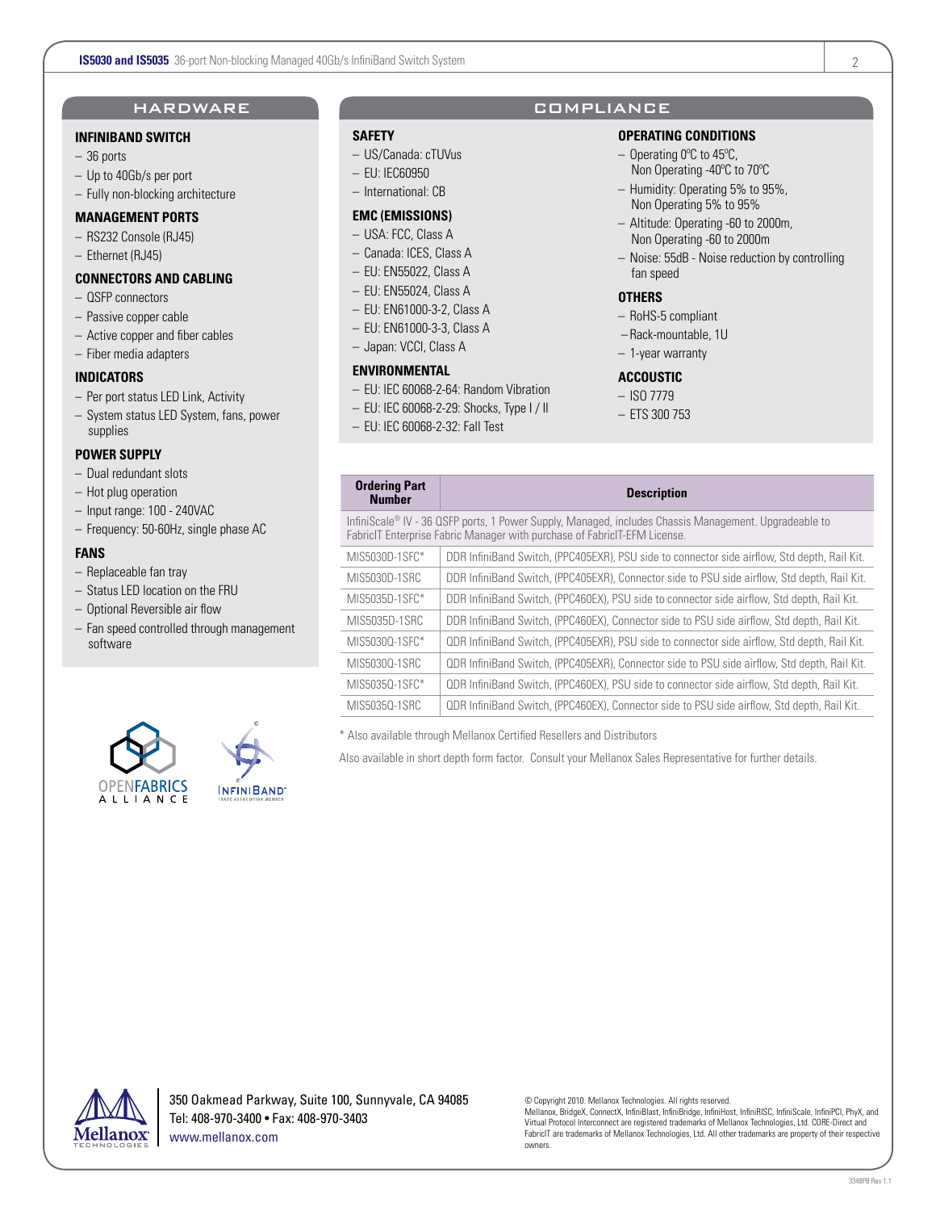## HARDWARE

### INFINIBAND SWITCH
- 36 ports
- Up to 40Gb/s per port
- Fully non-blocking architecture

### MANAGEMENT PORTS
- RS232 Console (RJ45)
- Ethernet (RJ45)

### CONNECTORS AND CABLING
- QSFP connectors
- Passive copper cable
- Active copper and fiber cables
- Fiber media adapters

### INDICATORS
- Per port status LED Link, Activity
- System status LED System, fans, power supplies

### POWER SUPPLY
- Dual redundant slots
- Hot plug operation
- Input range: 100 - 240VAC
- Frequency: 50-60Hz, single phase AC

### FANS
- Replaceable fan tray
- Status LED location on the FRU
- Optional Reversible air flow
- Fan speed controlled through management software

## COMPLIANCE

### SAFETY
- US/Canada: cTUVus
- EU: IEC60950
- International: CB

### EMC (EMISSIONS)
- USA: FCC, Class A
- Canada: ICES, Class A
- EU: EN55022, Class A
- EU: EN55024, Class A
- EU: EN61000-3-2, Class A
- EU: EN61000-3-3, Class A
- Japan: VCCI, Class A

### ENVIRONMENTAL
- EU: IEC 60068-2-64: Random Vibration
- EU: IEC 60068-2-29: Shocks, Type I / II
- EU: IEC 60068-2-32: Fall Test

### OPERATING CONDITIONS
- Operating 0ºC to 45ºC, Non Operating -40ºC to 70ºC
- Humidity: Operating 5% to 95%, Non Operating 5% to 95%
- Altitude: Operating -60 to 2000m, Non Operating -60 to 2000m
- Noise: 55dB - Noise reduction by controlling fan speed

### OTHERS
- RoHS-5 compliant
- Rack-mountable, 1U
- 1-year warranty

### ACCOUSTIC
- ISO 7779
- ETS 300 753

| Ordering Part Number | Description |
|---|---|
| InfiniScale® IV - 36 QSFP ports, 1 Power Supply, Managed, includes Chassis Management. Upgradeable to FabricIT Enterprise Fabric Manager with purchase of FabricIT-EFM License. | |
| MIS5030D-1SFC* | DDR InfiniBand Switch, (PPC405EXR), PSU side to connector side airflow, Std depth, Rail Kit. |
| MIS5030D-1SRC | DDR InfiniBand Switch, (PPC405EXR), Connector side to PSU side airflow, Std depth, Rail Kit. |
| MIS5035D-1SFC* | DDR InfiniBand Switch, (PPC460EX), PSU side to connector side airflow, Std depth, Rail Kit. |
| MIS5035D-1SRC | DDR InfiniBand Switch, (PPC460EX), Connector side to PSU side airflow, Std depth, Rail Kit. |
| MIS5030Q-1SFC* | QDR InfiniBand Switch, (PPC405EXR), PSU side to connector side airflow, Std depth, Rail Kit. |
| MIS5030Q-1SRC | QDR InfiniBand Switch, (PPC405EXR), Connector side to PSU side airflow, Std depth, Rail Kit. |
| MIS5035Q-1SFC* | QDR InfiniBand Switch, (PPC460EX), PSU side to connector side airflow, Std depth, Rail Kit. |
| MIS5035Q-1SRC | QDR InfiniBand Switch, (PPC460EX), Connector side to PSU side airflow, Std depth, Rail Kit. |

* Also available through Mellanox Certified Resellers and Distributors

Also available in short depth form factor. Consult your Mellanox Sales Representative for further details.

350 Oakmead Parkway, Suite 100, Sunnyvale, CA 94085
Tel: 408-970-3400 • Fax: 408-970-3403
www.mellanox.com

© Copyright 2010. Mellanox Technologies. All rights reserved.
Mellanox, BridgeX, ConnectX, InfiniBlast, InfiniBridge, InfiniHost, InfiniRISC, InfiniScale, InfiniPCI, PhyX, and Virtual Protocol Interconnect are registered trademarks of Mellanox Technologies, Ltd. CORE-Direct and FabricIT are trademarks of Mellanox Technologies, Ltd. All other trademarks are property of their respective owners.

3348PB Rev 1.1